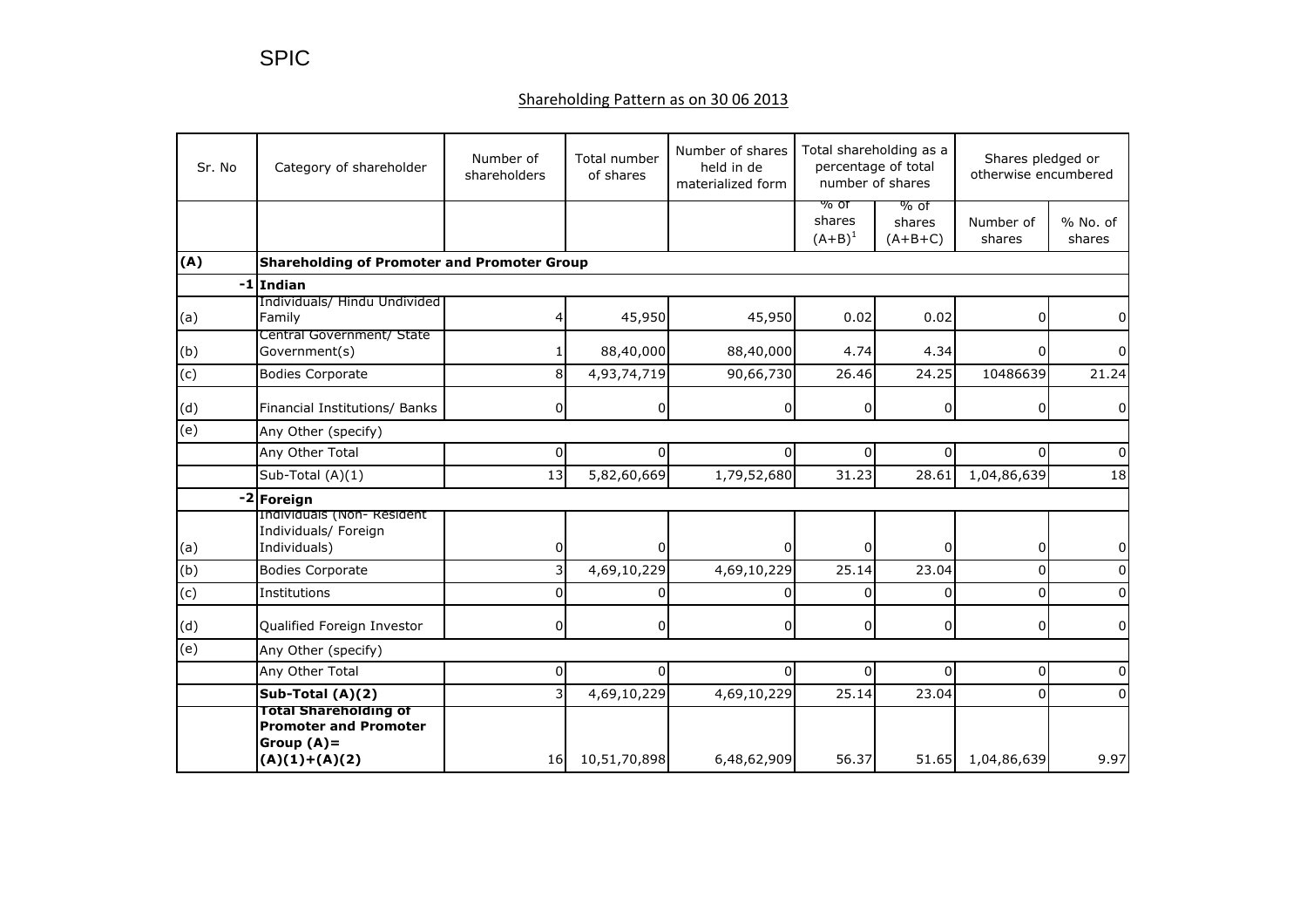SPIC

## Shareholding Pattern as on 30 06 2013

| Sr. No | Category of shareholder | Number of shareholders | Total number of shares | Number of shares held in de materialized form | Total shareholding as a percentage of total number of shares | | Shares pledged or otherwise encumbered | |
|---|---|---|---|---|---|---|---|---|
| | | | | | % of shares $(A+B)^1$ | % of shares (A+B+C) | Number of shares | % No. of shares |
| **(A)** | **Shareholding of Promoter and Promoter Group** | | | | | | | |
| -1 | **Indian** | | | | | | | |
| (a) | Individuals/ Hindu Undivided Family | 4 | 45,950 | 45,950 | 0.02 | 0.02 | 0 | 0 |
| (b) | Central Government/ State Government(s) | 1 | 88,40,000 | 88,40,000 | 4.74 | 4.34 | 0 | 0 |
| (c) | Bodies Corporate | 8 | 4,93,74,719 | 90,66,730 | 26.46 | 24.25 | 10486639 | 21.24 |
| (d) | Financial Institutions/ Banks | 0 | 0 | 0 | 0 | 0 | 0 | 0 |
| (e) | Any Other (specify) | | | | | | | |
| | Any Other Total | 0 | 0 | 0 | 0 | 0 | 0 | 0 |
| | Sub-Total (A)(1) | 13 | 5,82,60,669 | 1,79,52,680 | 31.23 | 28.61 | 1,04,86,639 | 18 |
| -2 | **Foreign** | | | | | | | |
| (a) | Individuals (Non- Resident Individuals/ Foreign Individuals) | 0 | 0 | 0 | 0 | 0 | 0 | 0 |
| (b) | Bodies Corporate | 3 | 4,69,10,229 | 4,69,10,229 | 25.14 | 23.04 | 0 | 0 |
| (c) | Institutions | 0 | 0 | 0 | 0 | 0 | 0 | 0 |
| (d) | Qualified Foreign Investor | 0 | 0 | 0 | 0 | 0 | 0 | 0 |
| (e) | Any Other (specify) | | | | | | | |
| | Any Other Total | 0 | 0 | 0 | 0 | 0 | 0 | 0 |
| | **Sub-Total (A)(2)** | 3 | 4,69,10,229 | 4,69,10,229 | 25.14 | 23.04 | 0 | 0 |
| | **Total Shareholding of Promoter and Promoter Group (A)= (A)(1)+(A)(2)** | 16 | 10,51,70,898 | 6,48,62,909 | 56.37 | 51.65 | 1,04,86,639 | 9.97 |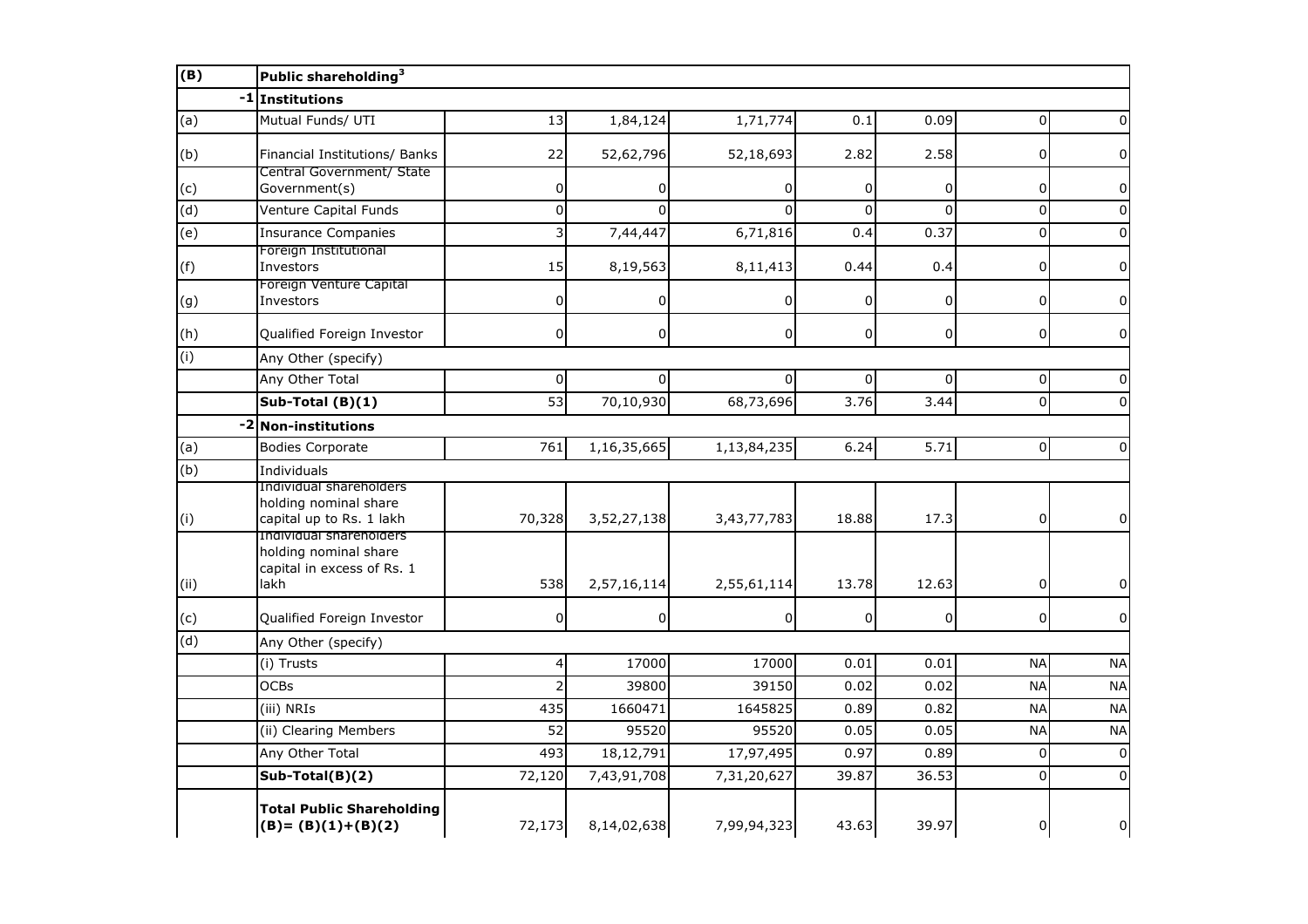| (B) | Public shareholding[3] | | | | | | | |
|---|---|---|---|---|---|---|---|---|
| -1 | **Institutions** | | | | | | | |
| (a) | Mutual Funds/ UTI | 13 | 1,84,124 | 1,71,774 | 0.1 | 0.09 | 0 | 0 |
| (b) | Financial Institutions/ Banks | 22 | 52,62,796 | 52,18,693 | 2.82 | 2.58 | 0 | 0 |
| (c) | Central Government/ State Government(s) | 0 | 0 | 0 | 0 | 0 | 0 | 0 |
| (d) | Venture Capital Funds | 0 | 0 | 0 | 0 | 0 | 0 | 0 |
| (e) | Insurance Companies | 3 | 7,44,447 | 6,71,816 | 0.4 | 0.37 | 0 | 0 |
| (f) | Foreign Institutional Investors | 15 | 8,19,563 | 8,11,413 | 0.44 | 0.4 | 0 | 0 |
| (g) | Foreign Venture Capital Investors | 0 | 0 | 0 | 0 | 0 | 0 | 0 |
| (h) | Qualified Foreign Investor | 0 | 0 | 0 | 0 | 0 | 0 | 0 |
| (i) | Any Other (specify) | | | | | | | |
| | Any Other Total | 0 | 0 | 0 | 0 | 0 | 0 | 0 |
| | **Sub-Total (B)(1)** | 53 | 70,10,930 | 68,73,696 | 3.76 | 3.44 | 0 | 0 |
| -2 | **Non-institutions** | | | | | | | |
| (a) | Bodies Corporate | 761 | 1,16,35,665 | 1,13,84,235 | 6.24 | 5.71 | 0 | 0 |
| (b) | Individuals | | | | | | | |
| (i) | Individual shareholders holding nominal share capital up to Rs. 1 lakh | 70,328 | 3,52,27,138 | 3,43,77,783 | 18.88 | 17.3 | 0 | 0 |
| (ii) | Individual shareholders holding nominal share capital in excess of Rs. 1 lakh | 538 | 2,57,16,114 | 2,55,61,114 | 13.78 | 12.63 | 0 | 0 |
| (c) | Qualified Foreign Investor | 0 | 0 | 0 | 0 | 0 | 0 | 0 |
| (d) | Any Other (specify) | | | | | | | |
| | (i) Trusts | 4 | 17000 | 17000 | 0.01 | 0.01 | NA | NA |
| | OCBs | 2 | 39800 | 39150 | 0.02 | 0.02 | NA | NA |
| | (iii) NRIs | 435 | 1660471 | 1645825 | 0.89 | 0.82 | NA | NA |
| | (ii) Clearing Members | 52 | 95520 | 95520 | 0.05 | 0.05 | NA | NA |
| | Any Other Total | 493 | 18,12,791 | 17,97,495 | 0.97 | 0.89 | 0 | 0 |
| | **Sub-Total(B)(2)** | 72,120 | 7,43,91,708 | 7,31,20,627 | 39.87 | 36.53 | 0 | 0 |
| | **Total Public Shareholding (B)= (B)(1)+(B)(2)** | 72,173 | 8,14,02,638 | 7,99,94,323 | 43.63 | 39.97 | 0 | 0 |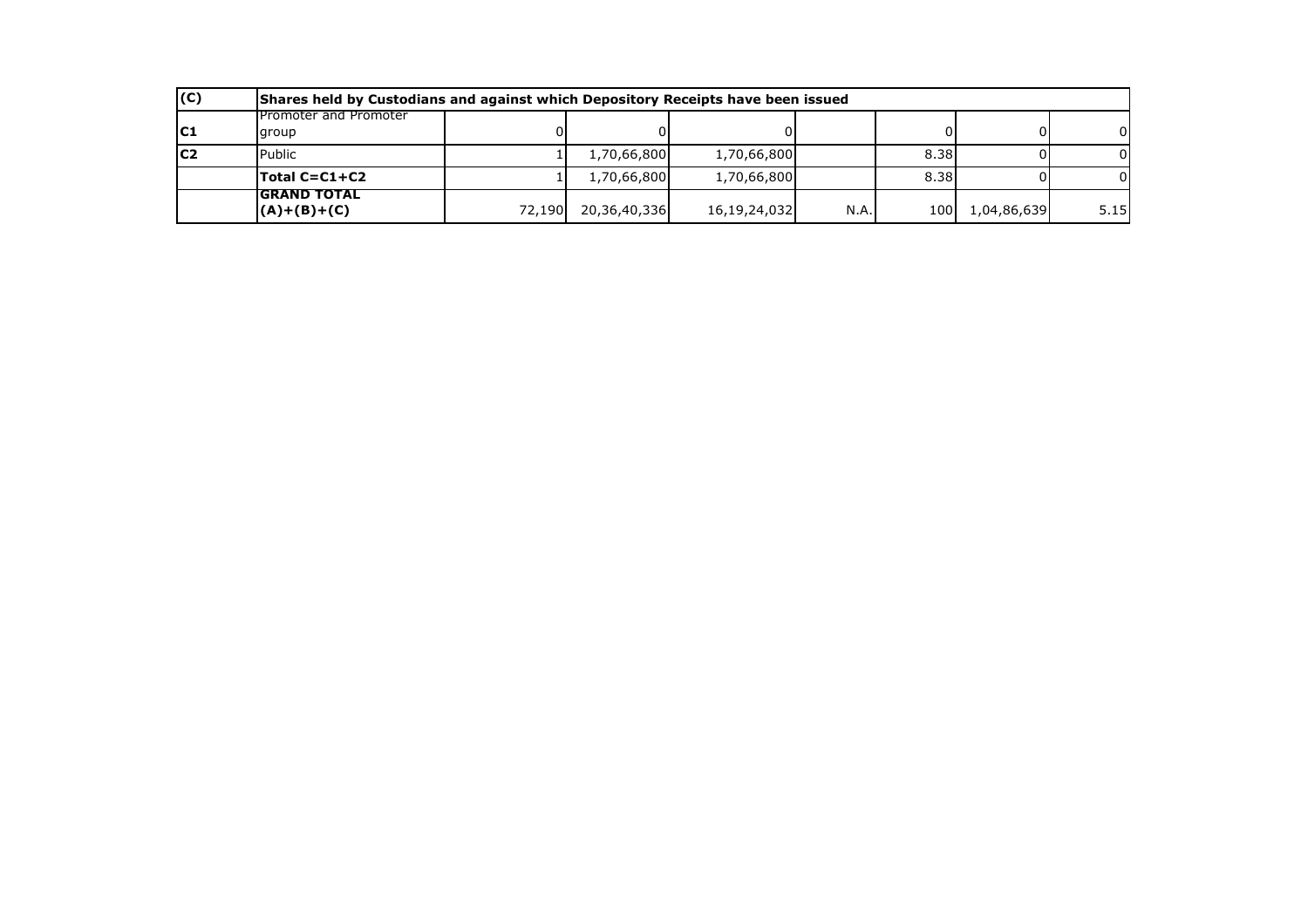| | | | | | | | | |
|---|---|---|---|---|---|---|---|---|
| **(C)** | **Shares held by Custodians and against which Depository Receipts have been issued** | | | | | | | |
| **C1** | Promoter and Promoter group | 0 | 0 | 0 | | 0 | 0 | 0 |
| **C2** | Public | 1 | 1,70,66,800 | 1,70,66,800 | | 8.38 | 0 | 0 |
| | **Total C=C1+C2** | 1 | 1,70,66,800 | 1,70,66,800 | | 8.38 | 0 | 0 |
| | **GRAND TOTAL (A)+(B)+(C)** | 72,190 | 20,36,40,336 | 16,19,24,032 | N.A. | 100 | 1,04,86,639 | 5.15 |